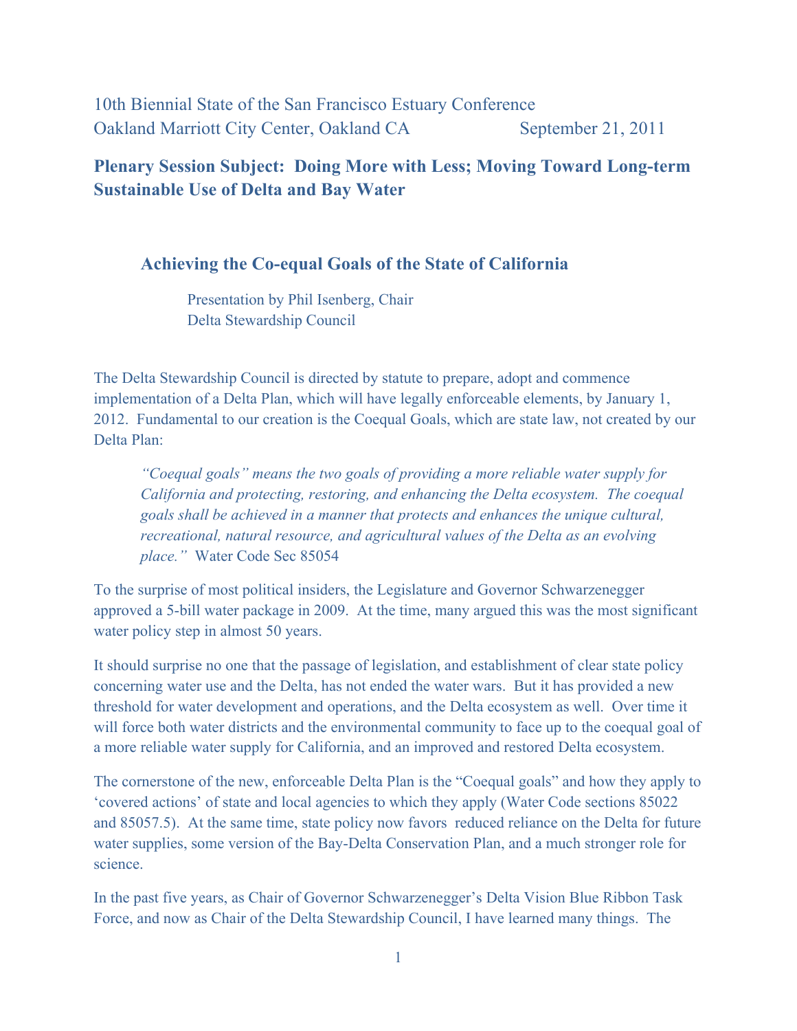10th Biennial State of the San Francisco Estuary Conference
Oakland Marriott City Center, Oakland CA September 21, 2011

## Plenary Session Subject: Doing More with Less; Moving Toward Long-term Sustainable Use of Delta and Bay Water

### Achieving the Co-equal Goals of the State of California

Presentation by Phil Isenberg, Chair
Delta Stewardship Council

The Delta Stewardship Council is directed by statute to prepare, adopt and commence implementation of a Delta Plan, which will have legally enforceable elements, by January 1, 2012. Fundamental to our creation is the Coequal Goals, which are state law, not created by our Delta Plan:

> *"Coequal goals" means the two goals of providing a more reliable water supply for California and protecting, restoring, and enhancing the Delta ecosystem. The coequal goals shall be achieved in a manner that protects and enhances the unique cultural, recreational, natural resource, and agricultural values of the Delta as an evolving place."* Water Code Sec 85054

To the surprise of most political insiders, the Legislature and Governor Schwarzenegger approved a 5-bill water package in 2009. At the time, many argued this was the most significant water policy step in almost 50 years.

It should surprise no one that the passage of legislation, and establishment of clear state policy concerning water use and the Delta, has not ended the water wars. But it has provided a new threshold for water development and operations, and the Delta ecosystem as well. Over time it will force both water districts and the environmental community to face up to the coequal goal of a more reliable water supply for California, and an improved and restored Delta ecosystem.

The cornerstone of the new, enforceable Delta Plan is the "Coequal goals" and how they apply to 'covered actions' of state and local agencies to which they apply (Water Code sections 85022 and 85057.5). At the same time, state policy now favors reduced reliance on the Delta for future water supplies, some version of the Bay-Delta Conservation Plan, and a much stronger role for science.

In the past five years, as Chair of Governor Schwarzenegger's Delta Vision Blue Ribbon Task Force, and now as Chair of the Delta Stewardship Council, I have learned many things. The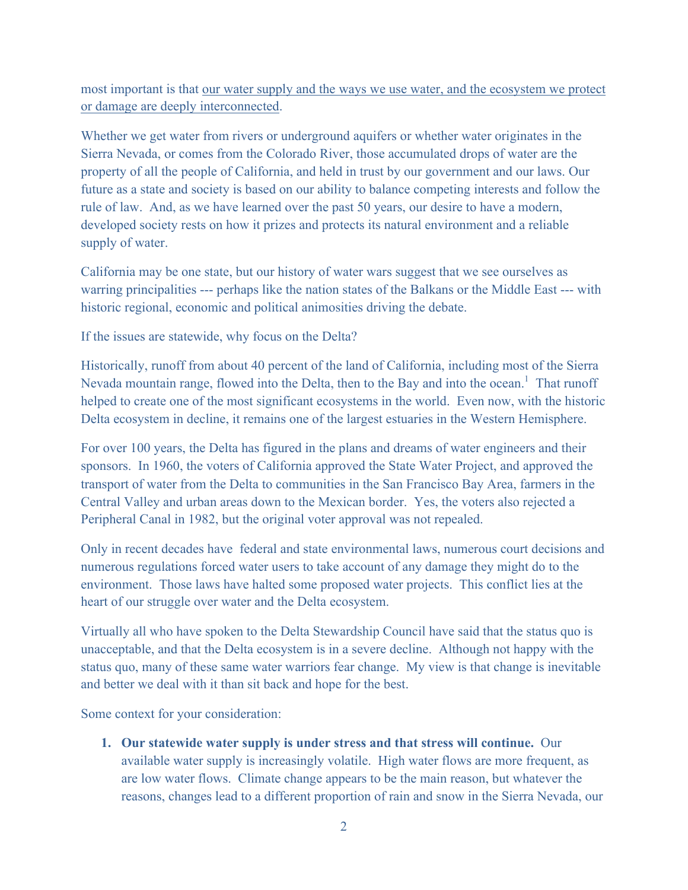most important is that <u>our water supply and the ways we use water, and the ecosystem we protect or damage are deeply interconnected</u>.

Whether we get water from rivers or underground aquifers or whether water originates in the Sierra Nevada, or comes from the Colorado River, those accumulated drops of water are the property of all the people of California, and held in trust by our government and our laws. Our future as a state and society is based on our ability to balance competing interests and follow the rule of law. And, as we have learned over the past 50 years, our desire to have a modern, developed society rests on how it prizes and protects its natural environment and a reliable supply of water.

California may be one state, but our history of water wars suggest that we see ourselves as warring principalities --- perhaps like the nation states of the Balkans or the Middle East --- with historic regional, economic and political animosities driving the debate.

If the issues are statewide, why focus on the Delta?

Historically, runoff from about 40 percent of the land of California, including most of the Sierra Nevada mountain range, flowed into the Delta, then to the Bay and into the ocean.[1] That runoff helped to create one of the most significant ecosystems in the world. Even now, with the historic Delta ecosystem in decline, it remains one of the largest estuaries in the Western Hemisphere.

For over 100 years, the Delta has figured in the plans and dreams of water engineers and their sponsors. In 1960, the voters of California approved the State Water Project, and approved the transport of water from the Delta to communities in the San Francisco Bay Area, farmers in the Central Valley and urban areas down to the Mexican border. Yes, the voters also rejected a Peripheral Canal in 1982, but the original voter approval was not repealed.

Only in recent decades have federal and state environmental laws, numerous court decisions and numerous regulations forced water users to take account of any damage they might do to the environment. Those laws have halted some proposed water projects. This conflict lies at the heart of our struggle over water and the Delta ecosystem.

Virtually all who have spoken to the Delta Stewardship Council have said that the status quo is unacceptable, and that the Delta ecosystem is in a severe decline. Although not happy with the status quo, many of these same water warriors fear change. My view is that change is inevitable and better we deal with it than sit back and hope for the best.

Some context for your consideration:

1. **Our statewide water supply is under stress and that stress will continue.** Our available water supply is increasingly volatile. High water flows are more frequent, as are low water flows. Climate change appears to be the main reason, but whatever the reasons, changes lead to a different proportion of rain and snow in the Sierra Nevada, our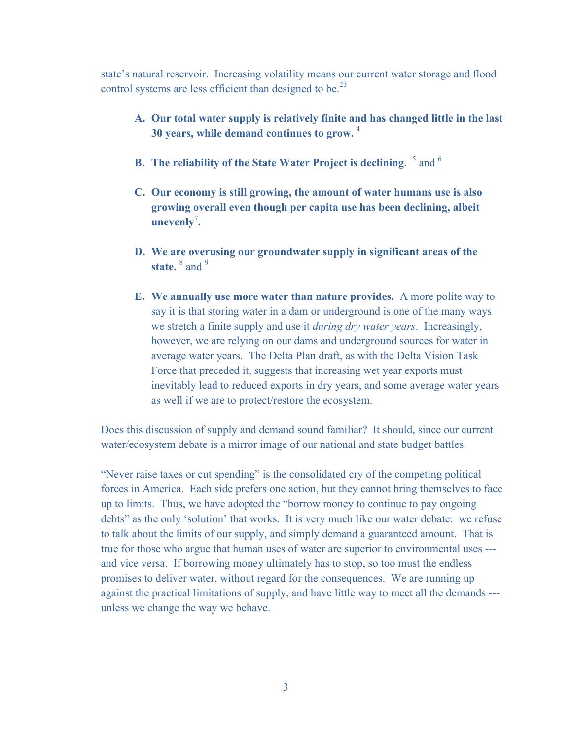state's natural reservoir. Increasing volatility means our current water storage and flood control systems are less efficient than designed to be.[23]

A. **Our total water supply is relatively finite and has changed little in the last 30 years, while demand continues to grow.** [4]

B. **The reliability of the State Water Project is declining**. [5] and [6]

C. **Our economy is still growing, the amount of water humans use is also growing overall even though per capita use has been declining, albeit unevenly[7].**

D. **We are overusing our groundwater supply in significant areas of the state.** [8] and [9]

E. **We annually use more water than nature provides.** A more polite way to say it is that storing water in a dam or underground is one of the many ways we stretch a finite supply and use it *during dry water years*. Increasingly, however, we are relying on our dams and underground sources for water in average water years. The Delta Plan draft, as with the Delta Vision Task Force that preceded it, suggests that increasing wet year exports must inevitably lead to reduced exports in dry years, and some average water years as well if we are to protect/restore the ecosystem.

Does this discussion of supply and demand sound familiar? It should, since our current water/ecosystem debate is a mirror image of our national and state budget battles.

"Never raise taxes or cut spending" is the consolidated cry of the competing political forces in America. Each side prefers one action, but they cannot bring themselves to face up to limits. Thus, we have adopted the "borrow money to continue to pay ongoing debts" as the only 'solution' that works. It is very much like our water debate: we refuse to talk about the limits of our supply, and simply demand a guaranteed amount. That is true for those who argue that human uses of water are superior to environmental uses --- and vice versa. If borrowing money ultimately has to stop, so too must the endless promises to deliver water, without regard for the consequences. We are running up against the practical limitations of supply, and have little way to meet all the demands --- unless we change the way we behave.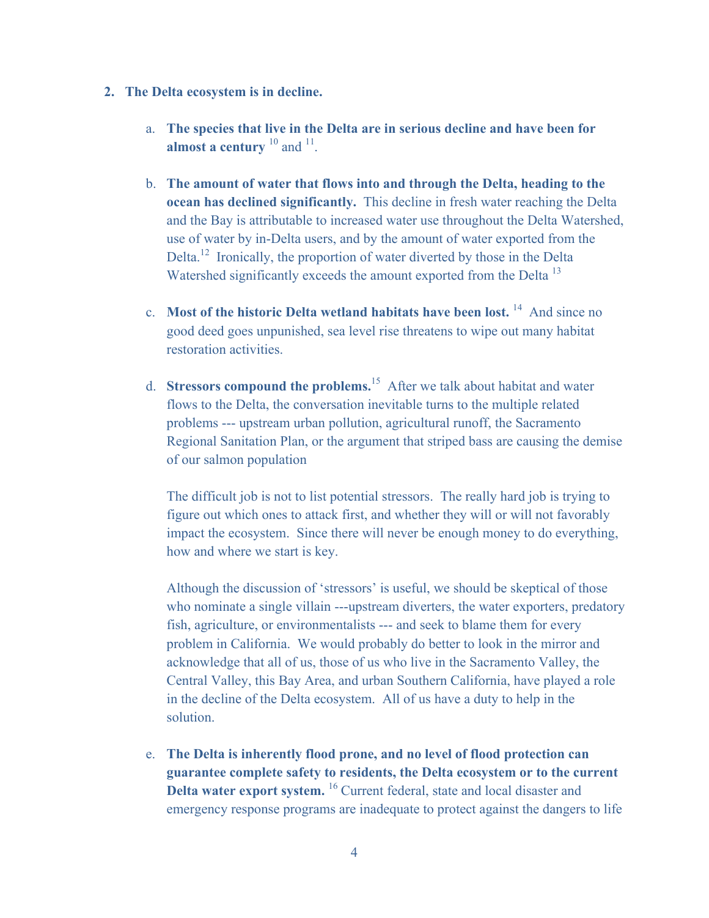2. **The Delta ecosystem is in decline.**

   a. **The species that live in the Delta are in serious decline and have been for almost a century** [10] and [11].

   b. **The amount of water that flows into and through the Delta, heading to the ocean has declined significantly.** This decline in fresh water reaching the Delta and the Bay is attributable to increased water use throughout the Delta Watershed, use of water by in-Delta users, and by the amount of water exported from the Delta.[12] Ironically, the proportion of water diverted by those in the Delta Watershed significantly exceeds the amount exported from the Delta [13]

   c. **Most of the historic Delta wetland habitats have been lost.** [14] And since no good deed goes unpunished, sea level rise threatens to wipe out many habitat restoration activities.

   d. **Stressors compound the problems.**[15] After we talk about habitat and water flows to the Delta, the conversation inevitable turns to the multiple related problems --- upstream urban pollution, agricultural runoff, the Sacramento Regional Sanitation Plan, or the argument that striped bass are causing the demise of our salmon population

      The difficult job is not to list potential stressors. The really hard job is trying to figure out which ones to attack first, and whether they will or will not favorably impact the ecosystem. Since there will never be enough money to do everything, how and where we start is key.

      Although the discussion of 'stressors' is useful, we should be skeptical of those who nominate a single villain ---upstream diverters, the water exporters, predatory fish, agriculture, or environmentalists --- and seek to blame them for every problem in California. We would probably do better to look in the mirror and acknowledge that all of us, those of us who live in the Sacramento Valley, the Central Valley, this Bay Area, and urban Southern California, have played a role in the decline of the Delta ecosystem. All of us have a duty to help in the solution.

   e. **The Delta is inherently flood prone, and no level of flood protection can guarantee complete safety to residents, the Delta ecosystem or to the current Delta water export system.** [16] Current federal, state and local disaster and emergency response programs are inadequate to protect against the dangers to life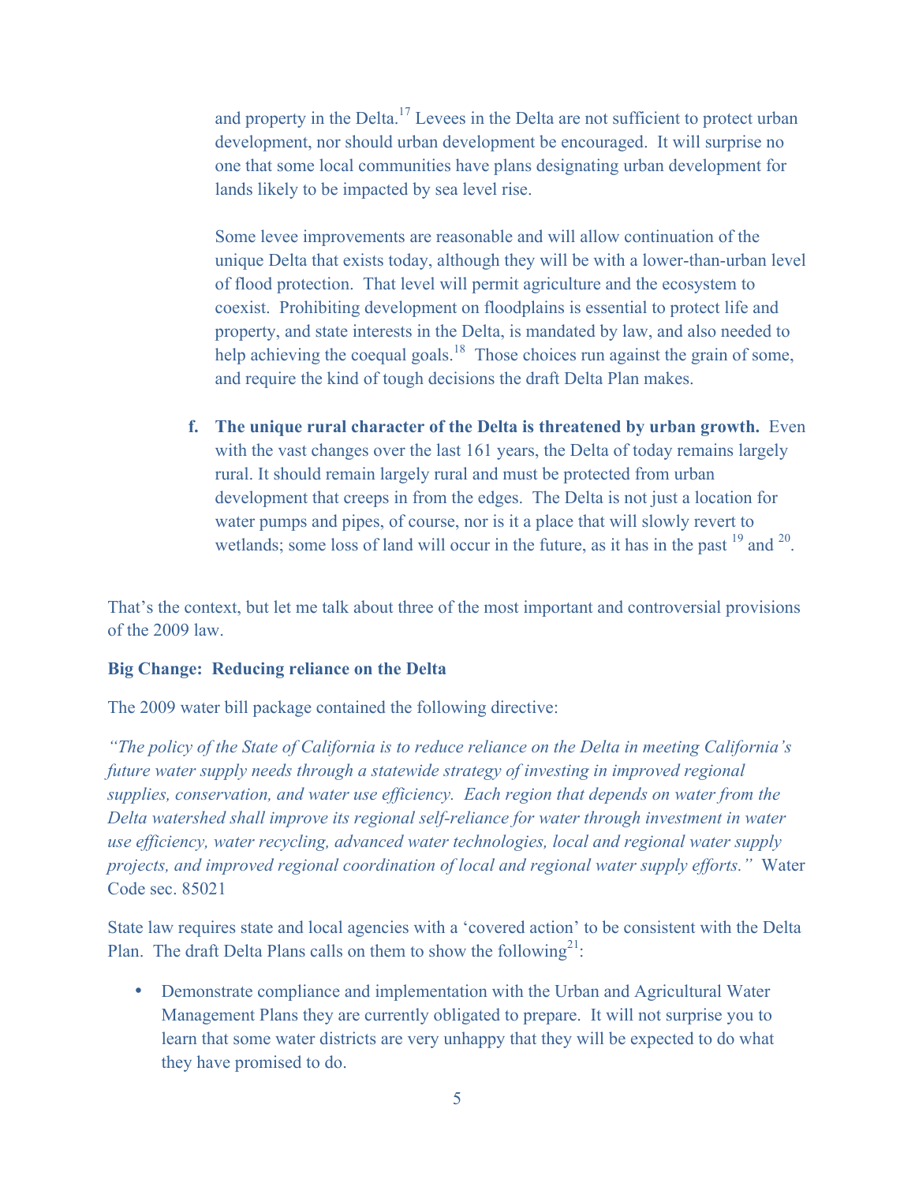and property in the Delta.[17] Levees in the Delta are not sufficient to protect urban development, nor should urban development be encouraged. It will surprise no one that some local communities have plans designating urban development for lands likely to be impacted by sea level rise.

Some levee improvements are reasonable and will allow continuation of the unique Delta that exists today, although they will be with a lower-than-urban level of flood protection. That level will permit agriculture and the ecosystem to coexist. Prohibiting development on floodplains is essential to protect life and property, and state interests in the Delta, is mandated by law, and also needed to help achieving the coequal goals.[18] Those choices run against the grain of some, and require the kind of tough decisions the draft Delta Plan makes.

f. **The unique rural character of the Delta is threatened by urban growth.** Even with the vast changes over the last 161 years, the Delta of today remains largely rural. It should remain largely rural and must be protected from urban development that creeps in from the edges. The Delta is not just a location for water pumps and pipes, of course, nor is it a place that will slowly revert to wetlands; some loss of land will occur in the future, as it has in the past [19] and [20].

That's the context, but let me talk about three of the most important and controversial provisions of the 2009 law.

**Big Change: Reducing reliance on the Delta**

The 2009 water bill package contained the following directive:

*"The policy of the State of California is to reduce reliance on the Delta in meeting California's future water supply needs through a statewide strategy of investing in improved regional supplies, conservation, and water use efficiency. Each region that depends on water from the Delta watershed shall improve its regional self-reliance for water through investment in water use efficiency, water recycling, advanced water technologies, local and regional water supply projects, and improved regional coordination of local and regional water supply efforts."* Water Code sec. 85021

State law requires state and local agencies with a 'covered action' to be consistent with the Delta Plan. The draft Delta Plans calls on them to show the following[21]:

- Demonstrate compliance and implementation with the Urban and Agricultural Water Management Plans they are currently obligated to prepare. It will not surprise you to learn that some water districts are very unhappy that they will be expected to do what they have promised to do.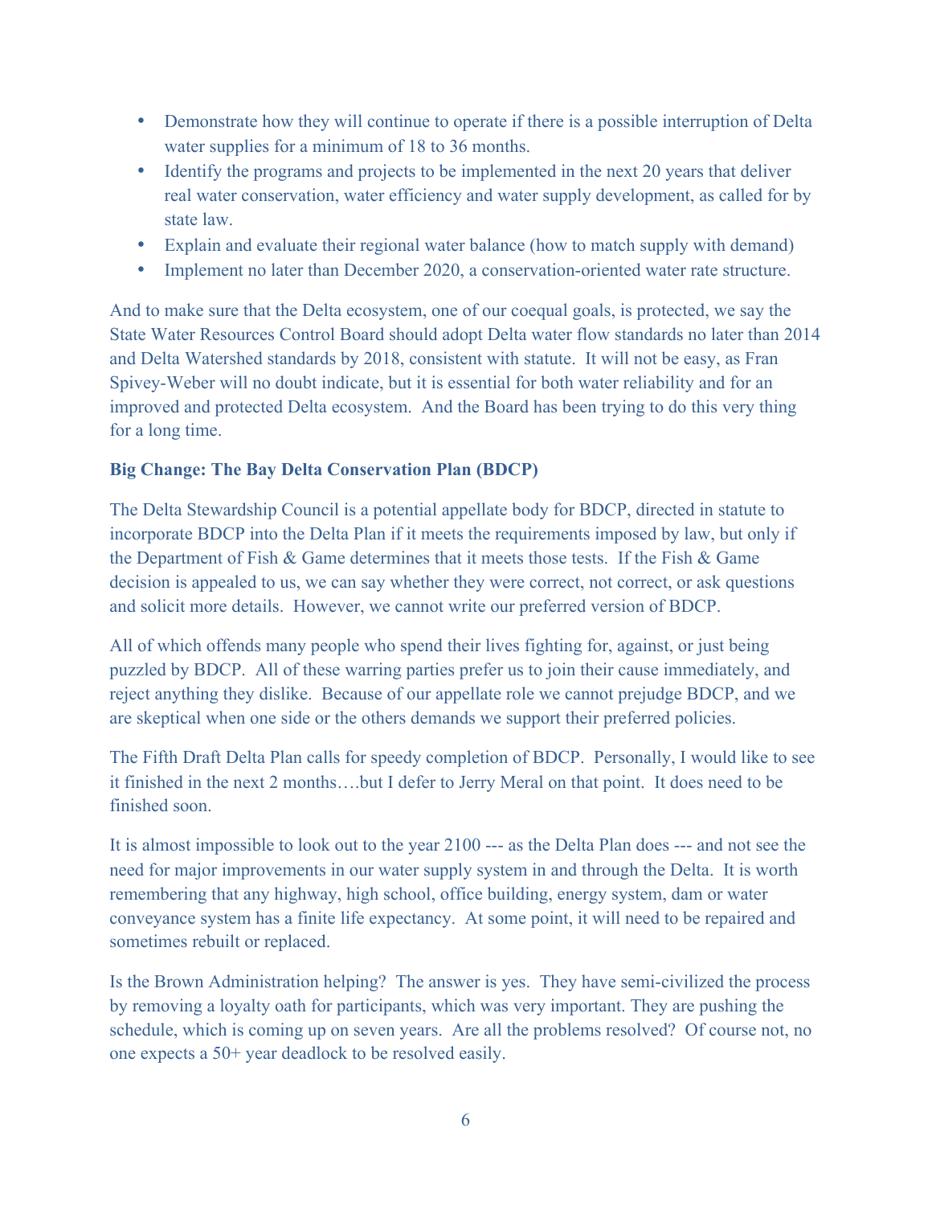- Demonstrate how they will continue to operate if there is a possible interruption of Delta water supplies for a minimum of 18 to 36 months.
- Identify the programs and projects to be implemented in the next 20 years that deliver real water conservation, water efficiency and water supply development, as called for by state law.
- Explain and evaluate their regional water balance (how to match supply with demand)
- Implement no later than December 2020, a conservation-oriented water rate structure.

And to make sure that the Delta ecosystem, one of our coequal goals, is protected, we say the State Water Resources Control Board should adopt Delta water flow standards no later than 2014 and Delta Watershed standards by 2018, consistent with statute. It will not be easy, as Fran Spivey-Weber will no doubt indicate, but it is essential for both water reliability and for an improved and protected Delta ecosystem. And the Board has been trying to do this very thing for a long time.

**Big Change: The Bay Delta Conservation Plan (BDCP)**

The Delta Stewardship Council is a potential appellate body for BDCP, directed in statute to incorporate BDCP into the Delta Plan if it meets the requirements imposed by law, but only if the Department of Fish & Game determines that it meets those tests. If the Fish & Game decision is appealed to us, we can say whether they were correct, not correct, or ask questions and solicit more details. However, we cannot write our preferred version of BDCP.

All of which offends many people who spend their lives fighting for, against, or just being puzzled by BDCP. All of these warring parties prefer us to join their cause immediately, and reject anything they dislike. Because of our appellate role we cannot prejudge BDCP, and we are skeptical when one side or the others demands we support their preferred policies.

The Fifth Draft Delta Plan calls for speedy completion of BDCP. Personally, I would like to see it finished in the next 2 months….but I defer to Jerry Meral on that point. It does need to be finished soon.

It is almost impossible to look out to the year 2100 --- as the Delta Plan does --- and not see the need for major improvements in our water supply system in and through the Delta. It is worth remembering that any highway, high school, office building, energy system, dam or water conveyance system has a finite life expectancy. At some point, it will need to be repaired and sometimes rebuilt or replaced.

Is the Brown Administration helping? The answer is yes. They have semi-civilized the process by removing a loyalty oath for participants, which was very important. They are pushing the schedule, which is coming up on seven years. Are all the problems resolved? Of course not, no one expects a 50+ year deadlock to be resolved easily.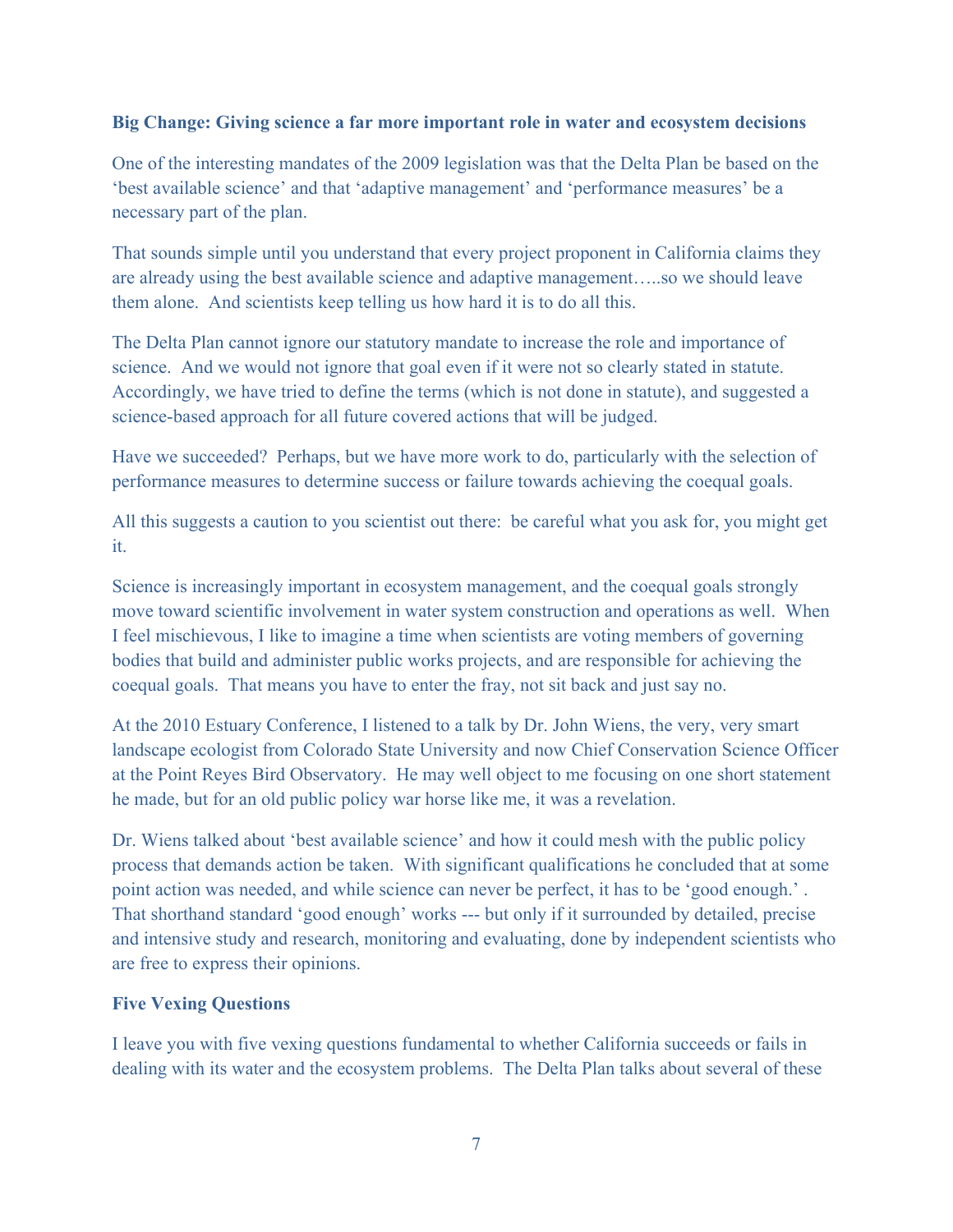**Big Change: Giving science a far more important role in water and ecosystem decisions**

One of the interesting mandates of the 2009 legislation was that the Delta Plan be based on the 'best available science' and that 'adaptive management' and 'performance measures' be a necessary part of the plan.

That sounds simple until you understand that every project proponent in California claims they are already using the best available science and adaptive management…..so we should leave them alone. And scientists keep telling us how hard it is to do all this.

The Delta Plan cannot ignore our statutory mandate to increase the role and importance of science. And we would not ignore that goal even if it were not so clearly stated in statute. Accordingly, we have tried to define the terms (which is not done in statute), and suggested a science-based approach for all future covered actions that will be judged.

Have we succeeded? Perhaps, but we have more work to do, particularly with the selection of performance measures to determine success or failure towards achieving the coequal goals.

All this suggests a caution to you scientist out there: be careful what you ask for, you might get it.

Science is increasingly important in ecosystem management, and the coequal goals strongly move toward scientific involvement in water system construction and operations as well. When I feel mischievous, I like to imagine a time when scientists are voting members of governing bodies that build and administer public works projects, and are responsible for achieving the coequal goals. That means you have to enter the fray, not sit back and just say no.

At the 2010 Estuary Conference, I listened to a talk by Dr. John Wiens, the very, very smart landscape ecologist from Colorado State University and now Chief Conservation Science Officer at the Point Reyes Bird Observatory. He may well object to me focusing on one short statement he made, but for an old public policy war horse like me, it was a revelation.

Dr. Wiens talked about 'best available science' and how it could mesh with the public policy process that demands action be taken. With significant qualifications he concluded that at some point action was needed, and while science can never be perfect, it has to be 'good enough.' . That shorthand standard 'good enough' works --- but only if it surrounded by detailed, precise and intensive study and research, monitoring and evaluating, done by independent scientists who are free to express their opinions.

**Five Vexing Questions**

I leave you with five vexing questions fundamental to whether California succeeds or fails in dealing with its water and the ecosystem problems. The Delta Plan talks about several of these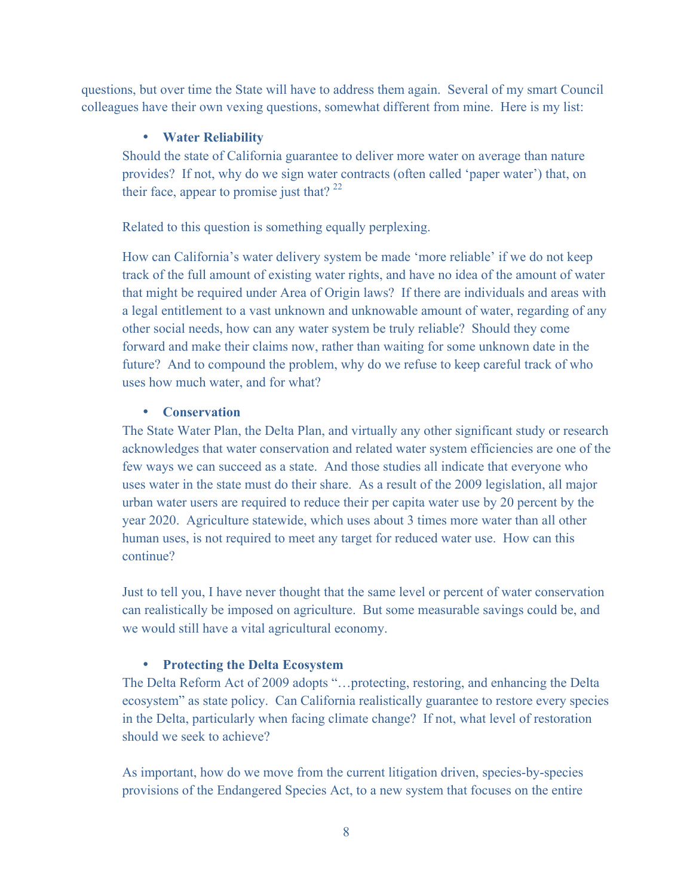questions, but over time the State will have to address them again. Several of my smart Council colleagues have their own vexing questions, somewhat different from mine. Here is my list:

- **Water Reliability**

Should the state of California guarantee to deliver more water on average than nature provides? If not, why do we sign water contracts (often called 'paper water') that, on their face, appear to promise just that? [22]

Related to this question is something equally perplexing.

How can California's water delivery system be made 'more reliable' if we do not keep track of the full amount of existing water rights, and have no idea of the amount of water that might be required under Area of Origin laws? If there are individuals and areas with a legal entitlement to a vast unknown and unknowable amount of water, regarding of any other social needs, how can any water system be truly reliable? Should they come forward and make their claims now, rather than waiting for some unknown date in the future? And to compound the problem, why do we refuse to keep careful track of who uses how much water, and for what?

- **Conservation**

The State Water Plan, the Delta Plan, and virtually any other significant study or research acknowledges that water conservation and related water system efficiencies are one of the few ways we can succeed as a state. And those studies all indicate that everyone who uses water in the state must do their share. As a result of the 2009 legislation, all major urban water users are required to reduce their per capita water use by 20 percent by the year 2020. Agriculture statewide, which uses about 3 times more water than all other human uses, is not required to meet any target for reduced water use. How can this continue?

Just to tell you, I have never thought that the same level or percent of water conservation can realistically be imposed on agriculture. But some measurable savings could be, and we would still have a vital agricultural economy.

- **Protecting the Delta Ecosystem**

The Delta Reform Act of 2009 adopts "…protecting, restoring, and enhancing the Delta ecosystem" as state policy. Can California realistically guarantee to restore every species in the Delta, particularly when facing climate change? If not, what level of restoration should we seek to achieve?

As important, how do we move from the current litigation driven, species-by-species provisions of the Endangered Species Act, to a new system that focuses on the entire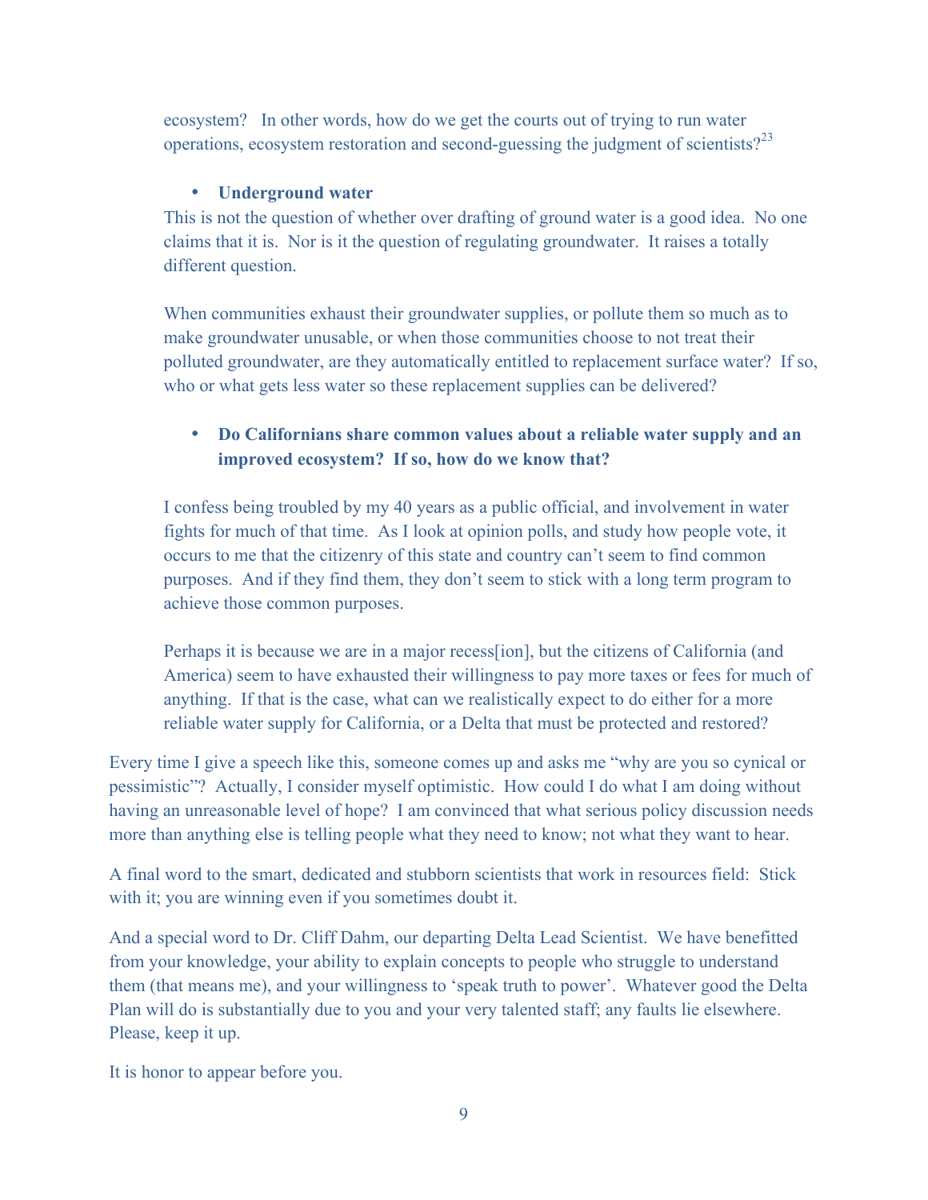ecosystem? In other words, how do we get the courts out of trying to run water operations, ecosystem restoration and second-guessing the judgment of scientists?[23]

- **Underground water**

This is not the question of whether over drafting of ground water is a good idea. No one claims that it is. Nor is it the question of regulating groundwater. It raises a totally different question.

When communities exhaust their groundwater supplies, or pollute them so much as to make groundwater unusable, or when those communities choose to not treat their polluted groundwater, are they automatically entitled to replacement surface water? If so, who or what gets less water so these replacement supplies can be delivered?

- **Do Californians share common values about a reliable water supply and an improved ecosystem? If so, how do we know that?**

I confess being troubled by my 40 years as a public official, and involvement in water fights for much of that time. As I look at opinion polls, and study how people vote, it occurs to me that the citizenry of this state and country can't seem to find common purposes. And if they find them, they don't seem to stick with a long term program to achieve those common purposes.

Perhaps it is because we are in a major recess[ion], but the citizens of California (and America) seem to have exhausted their willingness to pay more taxes or fees for much of anything. If that is the case, what can we realistically expect to do either for a more reliable water supply for California, or a Delta that must be protected and restored?

Every time I give a speech like this, someone comes up and asks me "why are you so cynical or pessimistic"? Actually, I consider myself optimistic. How could I do what I am doing without having an unreasonable level of hope? I am convinced that what serious policy discussion needs more than anything else is telling people what they need to know; not what they want to hear.

A final word to the smart, dedicated and stubborn scientists that work in resources field: Stick with it; you are winning even if you sometimes doubt it.

And a special word to Dr. Cliff Dahm, our departing Delta Lead Scientist. We have benefitted from your knowledge, your ability to explain concepts to people who struggle to understand them (that means me), and your willingness to 'speak truth to power'. Whatever good the Delta Plan will do is substantially due to you and your very talented staff; any faults lie elsewhere. Please, keep it up.

It is honor to appear before you.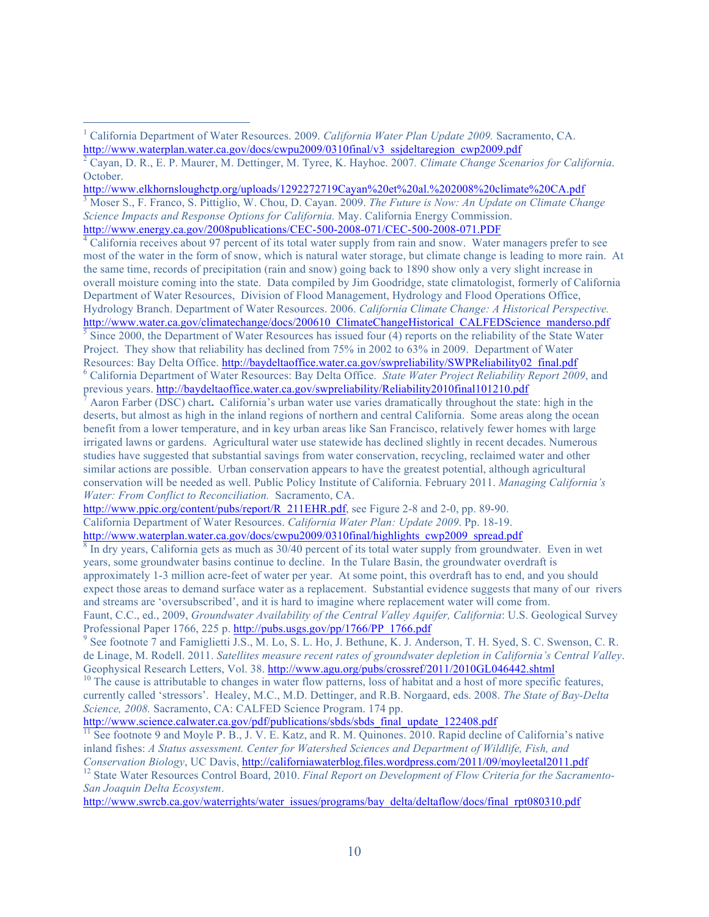[1] California Department of Water Resources. 2009. *California Water Plan Update 2009.* Sacramento, CA. http://www.waterplan.water.ca.gov/docs/cwpu2009/0310final/v3_ssjdeltaregion_cwp2009.pdf

[2] Cayan, D. R., E. P. Maurer, M. Dettinger, M. Tyree, K. Hayhoe. 2007. *Climate Change Scenarios for California*. October.
http://www.elkhornsloughctp.org/uploads/1292272719Cayan%20et%20al.%202008%20climate%20CA.pdf

[3] Moser S., F. Franco, S. Pittiglio, W. Chou, D. Cayan. 2009. *The Future is Now: An Update on Climate Change Science Impacts and Response Options for California.* May. California Energy Commission. http://www.energy.ca.gov/2008publications/CEC-500-2008-071/CEC-500-2008-071.PDF

[4] California receives about 97 percent of its total water supply from rain and snow. Water managers prefer to see most of the water in the form of snow, which is natural water storage, but climate change is leading to more rain. At the same time, records of precipitation (rain and snow) going back to 1890 show only a very slight increase in overall moisture coming into the state. Data compiled by Jim Goodridge, state climatologist, formerly of California Department of Water Resources, Division of Flood Management, Hydrology and Flood Operations Office, Hydrology Branch. Department of Water Resources. 2006. *California Climate Change: A Historical Perspective.* http://www.water.ca.gov/climatechange/docs/200610_ClimateChangeHistorical_CALFEDScience_manderso.pdf

[5] Since 2000, the Department of Water Resources has issued four (4) reports on the reliability of the State Water Project. They show that reliability has declined from 75% in 2002 to 63% in 2009. Department of Water Resources: Bay Delta Office. http://baydeltaoffice.water.ca.gov/swpreliability/SWPReliability02_final.pdf

[6] California Department of Water Resources: Bay Delta Office. *State Water Project Reliability Report 2009*, and previous years. http://baydeltaoffice.water.ca.gov/swpreliability/Reliability2010final101210.pdf

[7] Aaron Farber (DSC) chart**.** California's urban water use varies dramatically throughout the state: high in the deserts, but almost as high in the inland regions of northern and central California. Some areas along the ocean benefit from a lower temperature, and in key urban areas like San Francisco, relatively fewer homes with large irrigated lawns or gardens. Agricultural water use statewide has declined slightly in recent decades. Numerous studies have suggested that substantial savings from water conservation, recycling, reclaimed water and other similar actions are possible. Urban conservation appears to have the greatest potential, although agricultural conservation will be needed as well. Public Policy Institute of California. February 2011. *Managing California's Water: From Conflict to Reconciliation.* Sacramento, CA.
http://www.ppic.org/content/pubs/report/R_211EHR.pdf, see Figure 2-8 and 2-0, pp. 89-90.
California Department of Water Resources. *California Water Plan: Update 2009*. Pp. 18-19.
http://www.waterplan.water.ca.gov/docs/cwpu2009/0310final/highlights_cwp2009_spread.pdf

[8] In dry years, California gets as much as 30/40 percent of its total water supply from groundwater. Even in wet years, some groundwater basins continue to decline. In the Tulare Basin, the groundwater overdraft is approximately 1-3 million acre-feet of water per year. At some point, this overdraft has to end, and you should expect those areas to demand surface water as a replacement. Substantial evidence suggests that many of our rivers and streams are 'oversubscribed', and it is hard to imagine where replacement water will come from.
Faunt, C.C., ed., 2009, *Groundwater Availability of the Central Valley Aquifer, California*: U.S. Geological Survey Professional Paper 1766, 225 p. http://pubs.usgs.gov/pp/1766/PP_1766.pdf

[9] See footnote 7 and Famiglietti J.S., M. Lo, S. L. Ho, J. Bethune, K. J. Anderson, T. H. Syed, S. C. Swenson, C. R. de Linage, M. Rodell. 2011. *Satellites measure recent rates of groundwater depletion in California's Central Valley*. Geophysical Research Letters, Vol. 38. http://www.agu.org/pubs/crossref/2011/2010GL046442.shtml

[10] The cause is attributable to changes in water flow patterns, loss of habitat and a host of more specific features, currently called 'stressors'. Healey, M.C., M.D. Dettinger, and R.B. Norgaard, eds. 2008. *The State of Bay-Delta Science, 2008.* Sacramento, CA: CALFED Science Program. 174 pp.
http://www.science.calwater.ca.gov/pdf/publications/sbds/sbds_final_update_122408.pdf

[11] See footnote 9 and Moyle P. B., J. V. E. Katz, and R. M. Quinones. 2010. Rapid decline of California's native inland fishes: *A Status assessment. Center for Watershed Sciences and Department of Wildlife, Fish, and Conservation Biology*, UC Davis, http://californiawaterblog.files.wordpress.com/2011/09/moyleetal2011.pdf

[12] State Water Resources Control Board, 2010. *Final Report on Development of Flow Criteria for the Sacramento-San Joaquin Delta Ecosystem*.
http://www.swrcb.ca.gov/waterrights/water_issues/programs/bay_delta/deltaflow/docs/final_rpt080310.pdf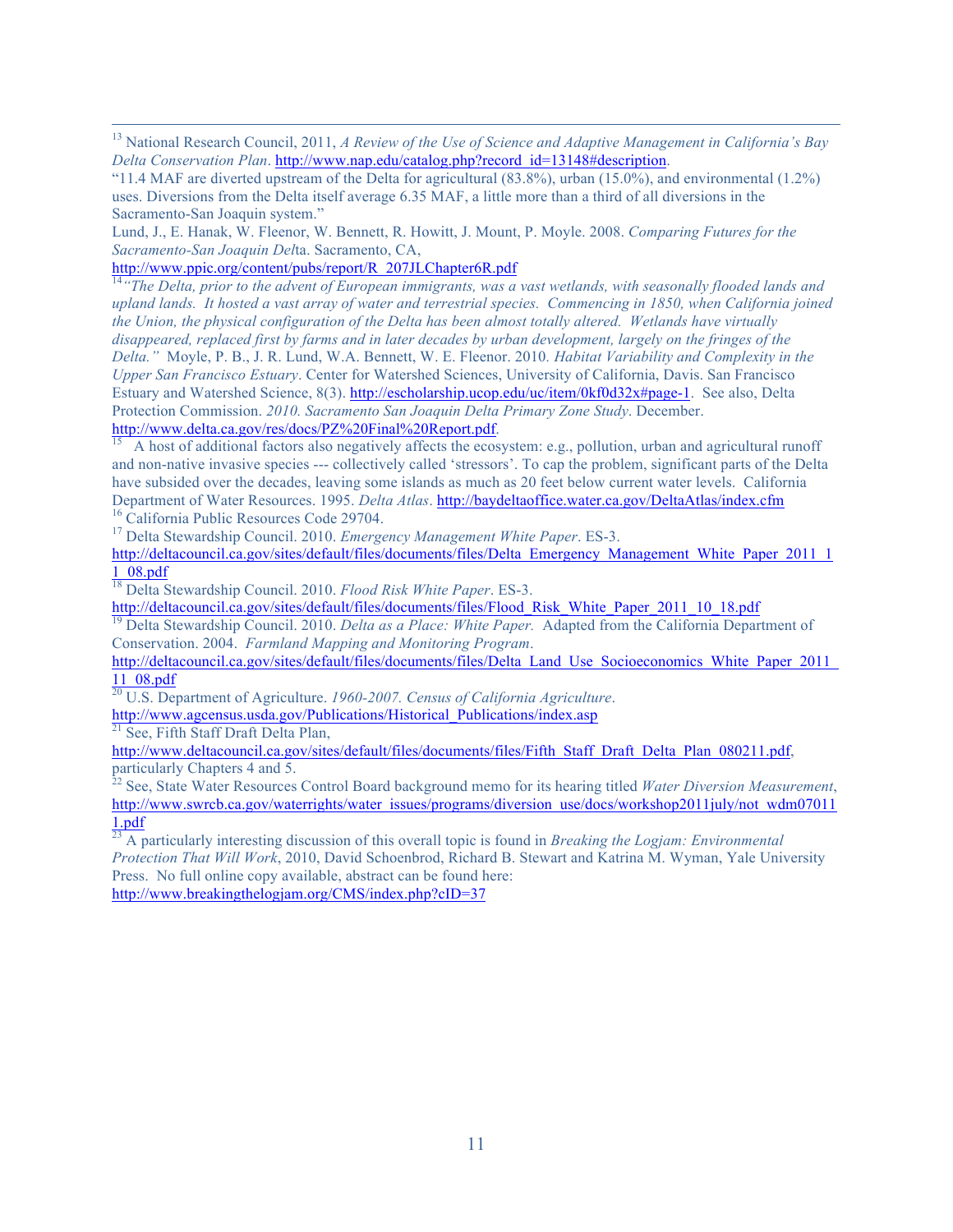[13] National Research Council, 2011, *A Review of the Use of Science and Adaptive Management in California's Bay Delta Conservation Plan*. http://www.nap.edu/catalog.php?record_id=13148#description.

"11.4 MAF are diverted upstream of the Delta for agricultural (83.8%), urban (15.0%), and environmental (1.2%) uses. Diversions from the Delta itself average 6.35 MAF, a little more than a third of all diversions in the Sacramento-San Joaquin system."

Lund, J., E. Hanak, W. Fleenor, W. Bennett, R. Howitt, J. Mount, P. Moyle. 2008. *Comparing Futures for the Sacramento-San Joaquin Del*ta. Sacramento, CA, http://www.ppic.org/content/pubs/report/R_207JLChapter6R.pdf

[14] *"The Delta, prior to the advent of European immigrants, was a vast wetlands, with seasonally flooded lands and upland lands. It hosted a vast array of water and terrestrial species. Commencing in 1850, when California joined the Union, the physical configuration of the Delta has been almost totally altered. Wetlands have virtually disappeared, replaced first by farms and in later decades by urban development, largely on the fringes of the Delta."* Moyle, P. B., J. R. Lund, W.A. Bennett, W. E. Fleenor. 2010. *Habitat Variability and Complexity in the Upper San Francisco Estuary*. Center for Watershed Sciences, University of California, Davis. San Francisco Estuary and Watershed Science, 8(3). http://escholarship.ucop.edu/uc/item/0kf0d32x#page-1. See also, Delta Protection Commission. *2010. Sacramento San Joaquin Delta Primary Zone Study*. December. http://www.delta.ca.gov/res/docs/PZ%20Final%20Report.pdf.

[15] A host of additional factors also negatively affects the ecosystem: e.g., pollution, urban and agricultural runoff and non-native invasive species --- collectively called 'stressors'. To cap the problem, significant parts of the Delta have subsided over the decades, leaving some islands as much as 20 feet below current water levels. California Department of Water Resources. 1995. *Delta Atlas*. http://baydeltaoffice.water.ca.gov/DeltaAtlas/index.cfm

[16] California Public Resources Code 29704.

[17] Delta Stewardship Council. 2010. *Emergency Management White Paper*. ES-3. http://deltacouncil.ca.gov/sites/default/files/documents/files/Delta_Emergency_Management_White_Paper_2011_11_08.pdf

[18] Delta Stewardship Council. 2010. *Flood Risk White Paper*. ES-3. http://deltacouncil.ca.gov/sites/default/files/documents/files/Flood_Risk_White_Paper_2011_10_18.pdf

[19] Delta Stewardship Council. 2010. *Delta as a Place: White Paper.* Adapted from the California Department of Conservation. 2004. *Farmland Mapping and Monitoring Program*. http://deltacouncil.ca.gov/sites/default/files/documents/files/Delta_Land_Use_Socioeconomics_White_Paper_2011_11_08.pdf

[20] U.S. Department of Agriculture. *1960-2007. Census of California Agriculture*. http://www.agcensus.usda.gov/Publications/Historical_Publications/index.asp

[21] See, Fifth Staff Draft Delta Plan, http://www.deltacouncil.ca.gov/sites/default/files/documents/files/Fifth_Staff_Draft_Delta_Plan_080211.pdf, particularly Chapters 4 and 5.

[22] See, State Water Resources Control Board background memo for its hearing titled *Water Diversion Measurement*, http://www.swrcb.ca.gov/waterrights/water_issues/programs/diversion_use/docs/workshop2011july/not_wdm070111.pdf

[23] A particularly interesting discussion of this overall topic is found in *Breaking the Logjam: Environmental Protection That Will Work*, 2010, David Schoenbrod, Richard B. Stewart and Katrina M. Wyman, Yale University Press. No full online copy available, abstract can be found here: http://www.breakingthelogjam.org/CMS/index.php?cID=37